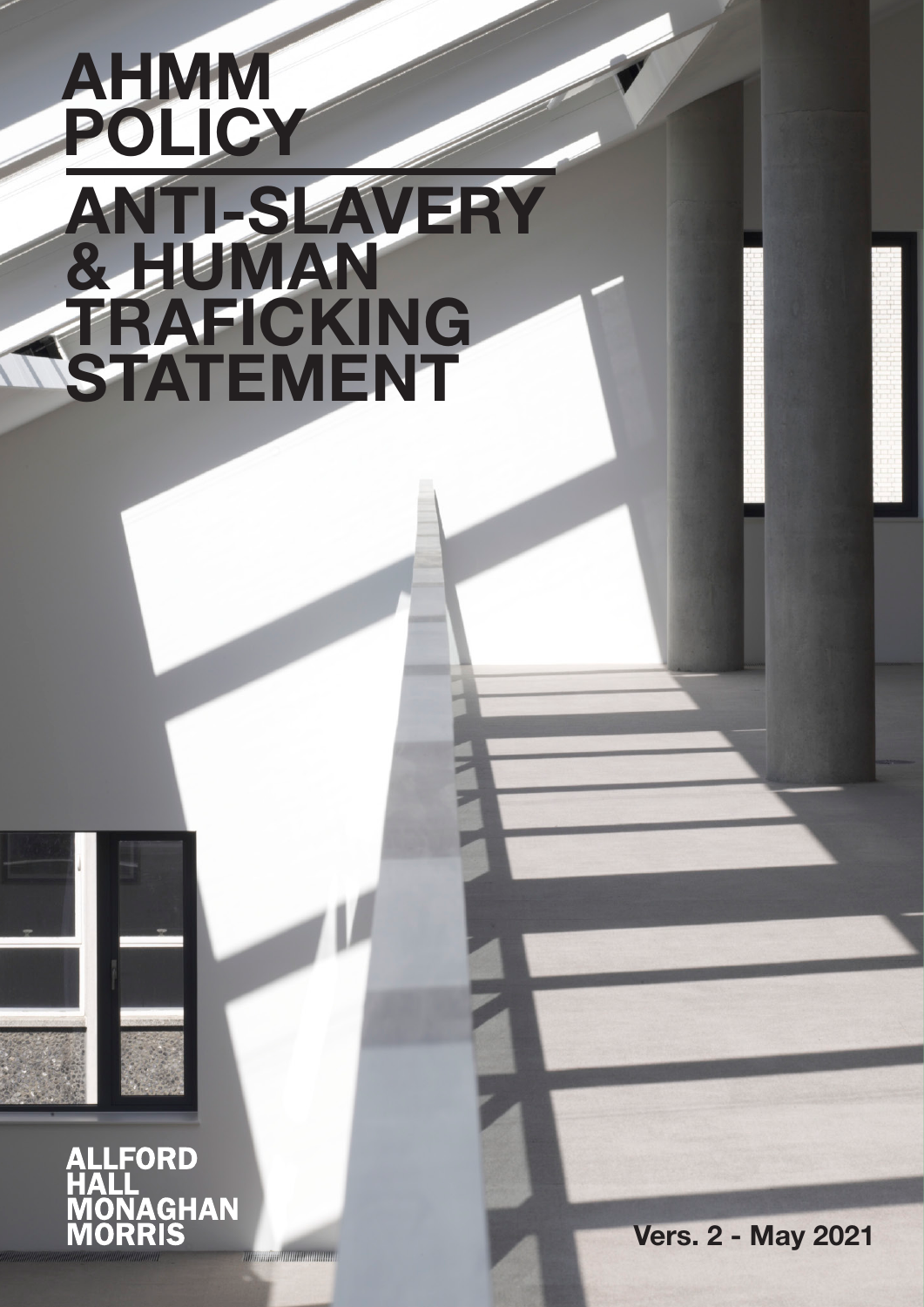# AHMM POLICY

# ANTI-SLAVERY & HUMAN TRAFICKING STATEMENT

ALLFORD HALL MONAGHAN MORRIS

Vers. 2 - May 2021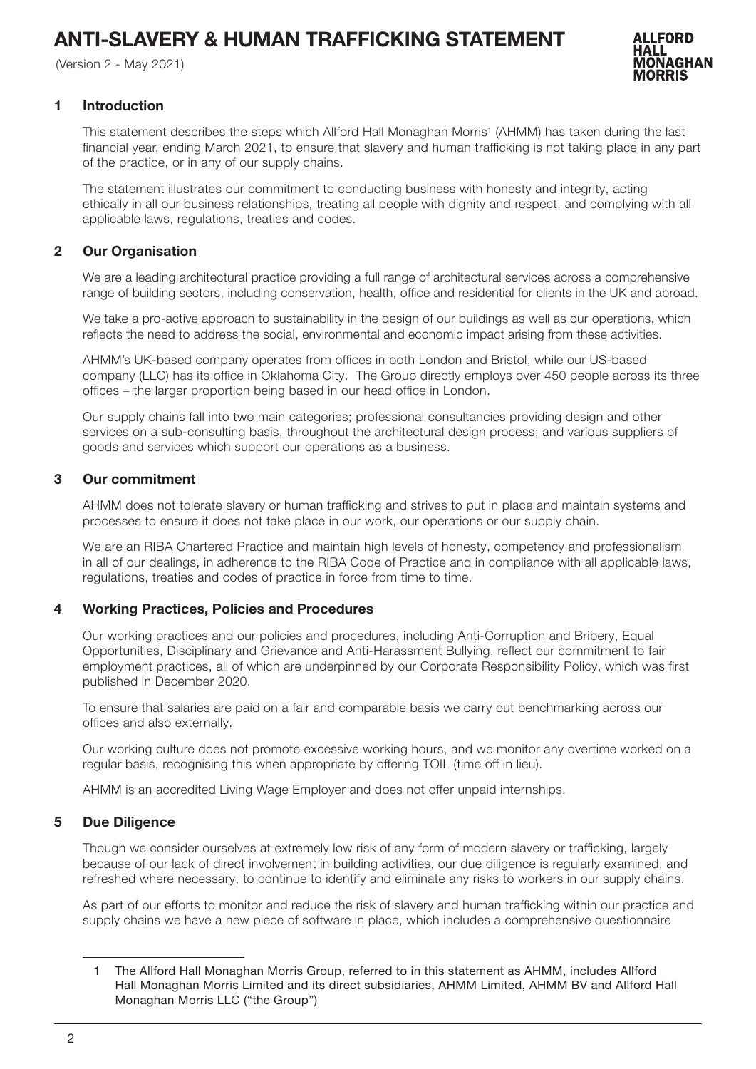# ANTI-SLAVERY & HUMAN TRAFFICKING STATEMENT

(Version 2 - May 2021)

## 1 Introduction

This statement describes the steps which Allford Hall Monaghan Morris[1] (AHMM) has taken during the last financial year, ending March 2021, to ensure that slavery and human trafficking is not taking place in any part of the practice, or in any of our supply chains.

The statement illustrates our commitment to conducting business with honesty and integrity, acting ethically in all our business relationships, treating all people with dignity and respect, and complying with all applicable laws, regulations, treaties and codes.

## 2 Our Organisation

We are a leading architectural practice providing a full range of architectural services across a comprehensive range of building sectors, including conservation, health, office and residential for clients in the UK and abroad.

We take a pro-active approach to sustainability in the design of our buildings as well as our operations, which reflects the need to address the social, environmental and economic impact arising from these activities.

AHMM's UK-based company operates from offices in both London and Bristol, while our US-based company (LLC) has its office in Oklahoma City. The Group directly employs over 450 people across its three offices – the larger proportion being based in our head office in London.

Our supply chains fall into two main categories; professional consultancies providing design and other services on a sub-consulting basis, throughout the architectural design process; and various suppliers of goods and services which support our operations as a business.

## 3 Our commitment

AHMM does not tolerate slavery or human trafficking and strives to put in place and maintain systems and processes to ensure it does not take place in our work, our operations or our supply chain.

We are an RIBA Chartered Practice and maintain high levels of honesty, competency and professionalism in all of our dealings, in adherence to the RIBA Code of Practice and in compliance with all applicable laws, regulations, treaties and codes of practice in force from time to time.

## 4 Working Practices, Policies and Procedures

Our working practices and our policies and procedures, including Anti-Corruption and Bribery, Equal Opportunities, Disciplinary and Grievance and Anti-Harassment Bullying, reflect our commitment to fair employment practices, all of which are underpinned by our Corporate Responsibility Policy, which was first published in December 2020.

To ensure that salaries are paid on a fair and comparable basis we carry out benchmarking across our offices and also externally.

Our working culture does not promote excessive working hours, and we monitor any overtime worked on a regular basis, recognising this when appropriate by offering TOIL (time off in lieu).

AHMM is an accredited Living Wage Employer and does not offer unpaid internships.

## 5 Due Diligence

Though we consider ourselves at extremely low risk of any form of modern slavery or trafficking, largely because of our lack of direct involvement in building activities, our due diligence is regularly examined, and refreshed where necessary, to continue to identify and eliminate any risks to workers in our supply chains.

As part of our efforts to monitor and reduce the risk of slavery and human trafficking within our practice and supply chains we have a new piece of software in place, which includes a comprehensive questionnaire

---

[1] The Allford Hall Monaghan Morris Group, referred to in this statement as AHMM, includes Allford Hall Monaghan Morris Limited and its direct subsidiaries, AHMM Limited, AHMM BV and Allford Hall Monaghan Morris LLC ("the Group")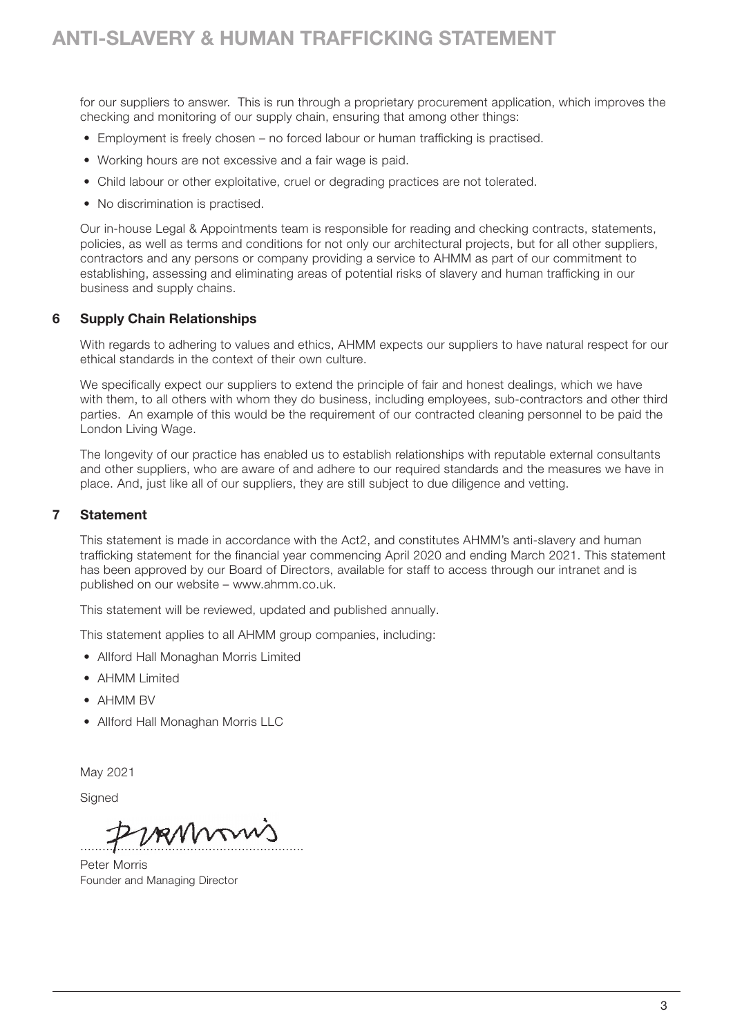for our suppliers to answer. This is run through a proprietary procurement application, which improves the checking and monitoring of our supply chain, ensuring that among other things:

- Employment is freely chosen – no forced labour or human trafficking is practised.
- Working hours are not excessive and a fair wage is paid.
- Child labour or other exploitative, cruel or degrading practices are not tolerated.
- No discrimination is practised.

Our in-house Legal & Appointments team is responsible for reading and checking contracts, statements, policies, as well as terms and conditions for not only our architectural projects, but for all other suppliers, contractors and any persons or company providing a service to AHMM as part of our commitment to establishing, assessing and eliminating areas of potential risks of slavery and human trafficking in our business and supply chains.

## 6 Supply Chain Relationships

With regards to adhering to values and ethics, AHMM expects our suppliers to have natural respect for our ethical standards in the context of their own culture.

We specifically expect our suppliers to extend the principle of fair and honest dealings, which we have with them, to all others with whom they do business, including employees, sub-contractors and other third parties. An example of this would be the requirement of our contracted cleaning personnel to be paid the London Living Wage.

The longevity of our practice has enabled us to establish relationships with reputable external consultants and other suppliers, who are aware of and adhere to our required standards and the measures we have in place. And, just like all of our suppliers, they are still subject to due diligence and vetting.

## 7 Statement

This statement is made in accordance with the Act2, and constitutes AHMM's anti-slavery and human trafficking statement for the financial year commencing April 2020 and ending March 2021. This statement has been approved by our Board of Directors, available for staff to access through our intranet and is published on our website – www.ahmm.co.uk.

This statement will be reviewed, updated and published annually.

This statement applies to all AHMM group companies, including:

- Allford Hall Monaghan Morris Limited
- AHMM Limited
- AHMM BV
- Allford Hall Monaghan Morris LLC

May 2021

Signed

...............................................................

Peter Morris
Founder and Managing Director